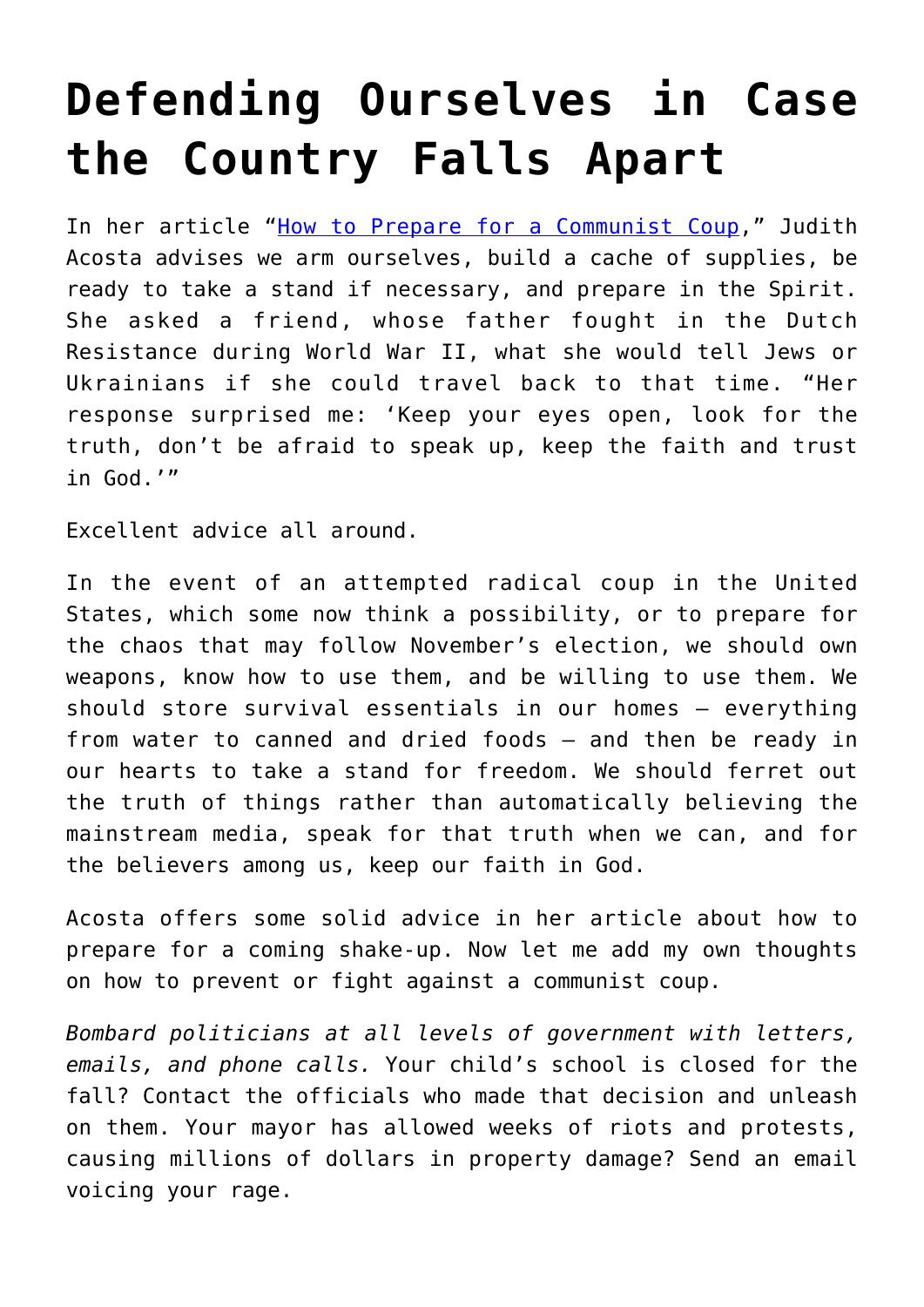# Defending Ourselves in Case the Country Falls Apart

In her article "How to Prepare for a Communist Coup," Judith Acosta advises we arm ourselves, build a cache of supplies, be ready to take a stand if necessary, and prepare in the Spirit. She asked a friend, whose father fought in the Dutch Resistance during World War II, what she would tell Jews or Ukrainians if she could travel back to that time. "Her response surprised me: 'Keep your eyes open, look for the truth, don't be afraid to speak up, keep the faith and trust in God.'"

Excellent advice all around.

In the event of an attempted radical coup in the United States, which some now think a possibility, or to prepare for the chaos that may follow November's election, we should own weapons, know how to use them, and be willing to use them. We should store survival essentials in our homes – everything from water to canned and dried foods – and then be ready in our hearts to take a stand for freedom. We should ferret out the truth of things rather than automatically believing the mainstream media, speak for that truth when we can, and for the believers among us, keep our faith in God.

Acosta offers some solid advice in her article about how to prepare for a coming shake-up. Now let me add my own thoughts on how to prevent or fight against a communist coup.

*Bombard politicians at all levels of government with letters, emails, and phone calls.* Your child's school is closed for the fall? Contact the officials who made that decision and unleash on them. Your mayor has allowed weeks of riots and protests, causing millions of dollars in property damage? Send an email voicing your rage.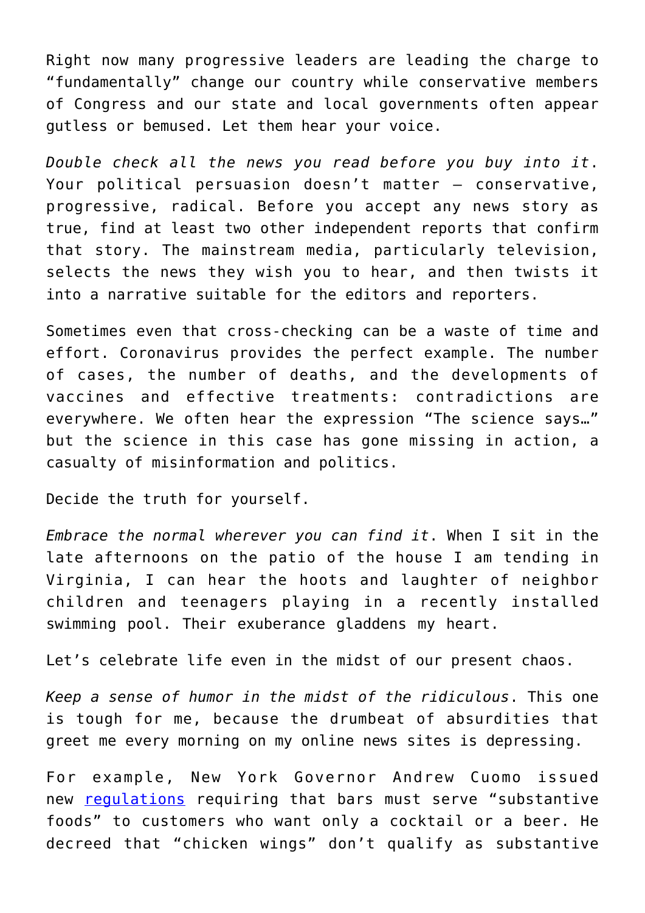Right now many progressive leaders are leading the charge to "fundamentally" change our country while conservative members of Congress and our state and local governments often appear gutless or bemused. Let them hear your voice.

*Double check all the news you read before you buy into it*. Your political persuasion doesn't matter – conservative, progressive, radical. Before you accept any news story as true, find at least two other independent reports that confirm that story. The mainstream media, particularly television, selects the news they wish you to hear, and then twists it into a narrative suitable for the editors and reporters.

Sometimes even that cross-checking can be a waste of time and effort. Coronavirus provides the perfect example. The number of cases, the number of deaths, and the developments of vaccines and effective treatments: contradictions are everywhere. We often hear the expression "The science says…" but the science in this case has gone missing in action, a casualty of misinformation and politics.

Decide the truth for yourself.

*Embrace the normal wherever you can find it*. When I sit in the late afternoons on the patio of the house I am tending in Virginia, I can hear the hoots and laughter of neighbor children and teenagers playing in a recently installed swimming pool. Their exuberance gladdens my heart.

Let's celebrate life even in the midst of our present chaos.

*Keep a sense of humor in the midst of the ridiculous*. This one is tough for me, because the drumbeat of absurdities that greet me every morning on my online news sites is depressing.

For example, New York Governor Andrew Cuomo issued new regulations requiring that bars must serve "substantive foods" to customers who want only a cocktail or a beer. He decreed that "chicken wings" don't qualify as substantive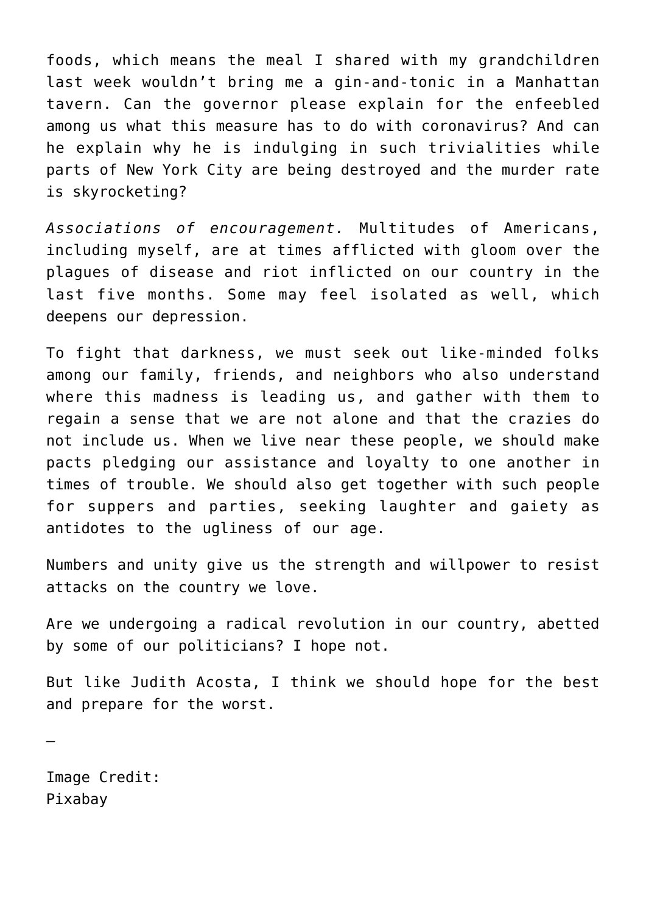foods, which means the meal I shared with my grandchildren last week wouldn't bring me a gin-and-tonic in a Manhattan tavern. Can the governor please explain for the enfeebled among us what this measure has to do with coronavirus? And can he explain why he is indulging in such trivialities while parts of New York City are being destroyed and the murder rate is skyrocketing?

*Associations of encouragement.* Multitudes of Americans, including myself, are at times afflicted with gloom over the plagues of disease and riot inflicted on our country in the last five months. Some may feel isolated as well, which deepens our depression.

To fight that darkness, we must seek out like-minded folks among our family, friends, and neighbors who also understand where this madness is leading us, and gather with them to regain a sense that we are not alone and that the crazies do not include us. When we live near these people, we should make pacts pledging our assistance and loyalty to one another in times of trouble. We should also get together with such people for suppers and parties, seeking laughter and gaiety as antidotes to the ugliness of our age.

Numbers and unity give us the strength and willpower to resist attacks on the country we love.

Are we undergoing a radical revolution in our country, abetted by some of our politicians? I hope not.

But like Judith Acosta, I think we should hope for the best and prepare for the worst.

—

Image Credit:
Pixabay